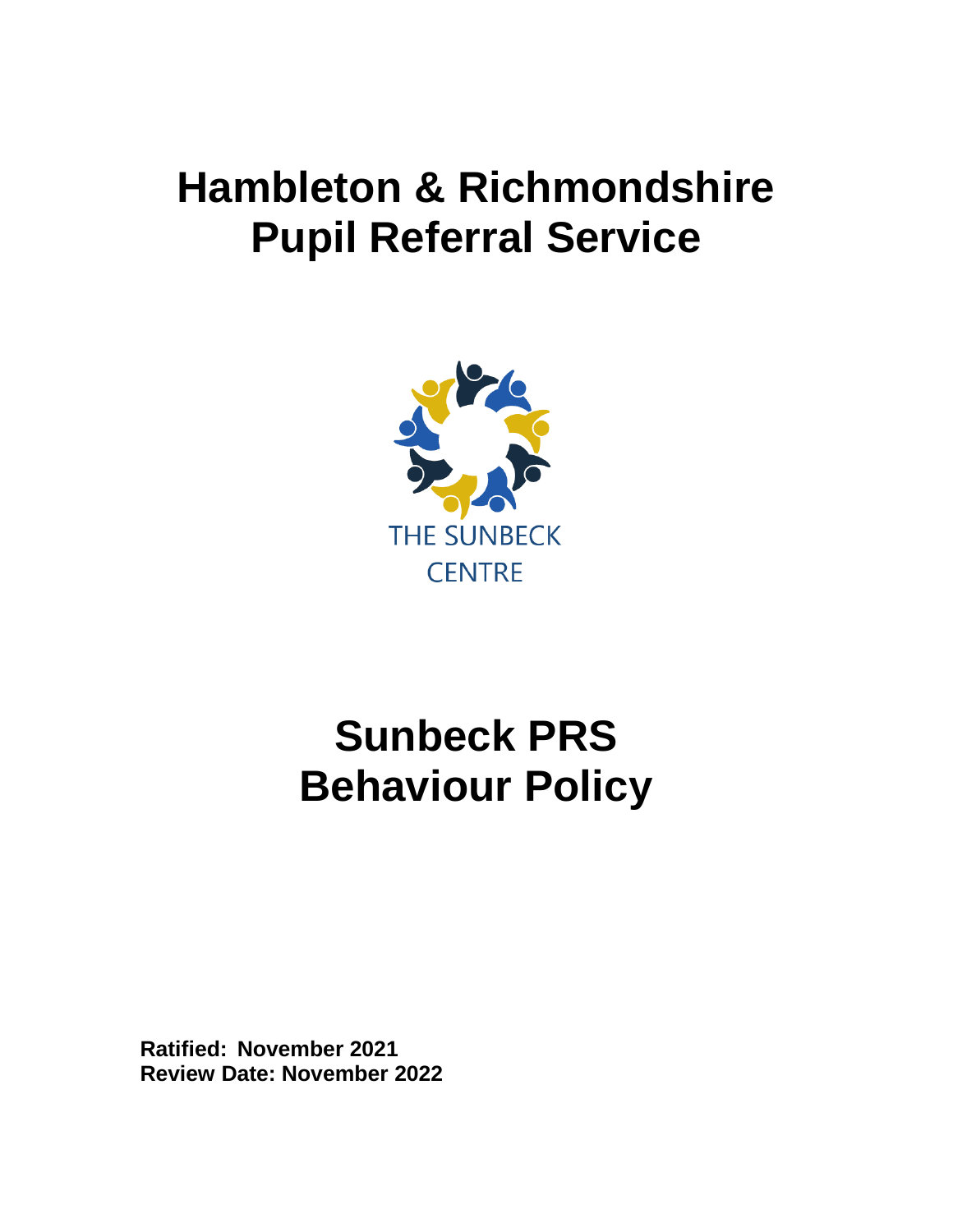# Hambleton & Richmondshire Pupil Referral Service

THE SUNBECK CENTRE

# Sunbeck PRS Behaviour Policy

**Ratified: November 2021**
**Review Date: November 2022**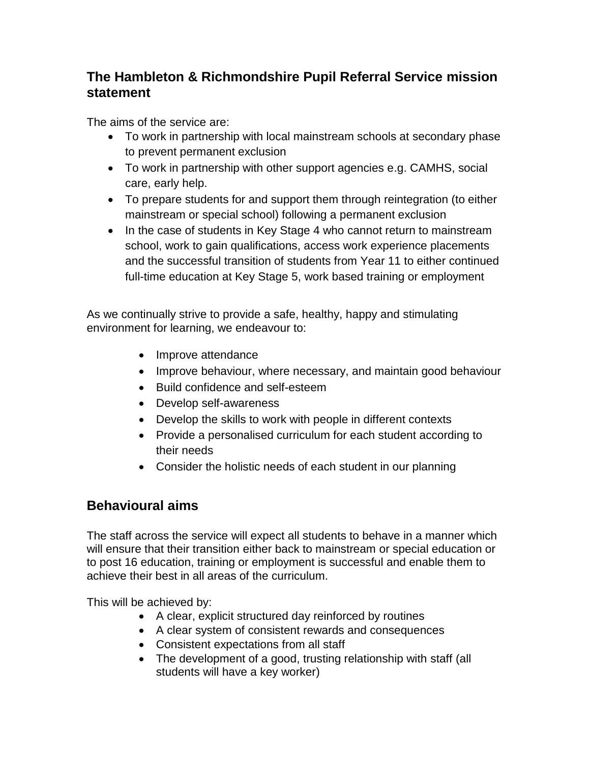## The Hambleton & Richmondshire Pupil Referral Service mission statement

The aims of the service are:

- To work in partnership with local mainstream schools at secondary phase to prevent permanent exclusion
- To work in partnership with other support agencies e.g. CAMHS, social care, early help.
- To prepare students for and support them through reintegration (to either mainstream or special school) following a permanent exclusion
- In the case of students in Key Stage 4 who cannot return to mainstream school, work to gain qualifications, access work experience placements and the successful transition of students from Year 11 to either continued full-time education at Key Stage 5, work based training or employment

As we continually strive to provide a safe, healthy, happy and stimulating environment for learning, we endeavour to:

- Improve attendance
- Improve behaviour, where necessary, and maintain good behaviour
- Build confidence and self-esteem
- Develop self-awareness
- Develop the skills to work with people in different contexts
- Provide a personalised curriculum for each student according to their needs
- Consider the holistic needs of each student in our planning

## Behavioural aims

The staff across the service will expect all students to behave in a manner which will ensure that their transition either back to mainstream or special education or to post 16 education, training or employment is successful and enable them to achieve their best in all areas of the curriculum.

This will be achieved by:

- A clear, explicit structured day reinforced by routines
- A clear system of consistent rewards and consequences
- Consistent expectations from all staff
- The development of a good, trusting relationship with staff (all students will have a key worker)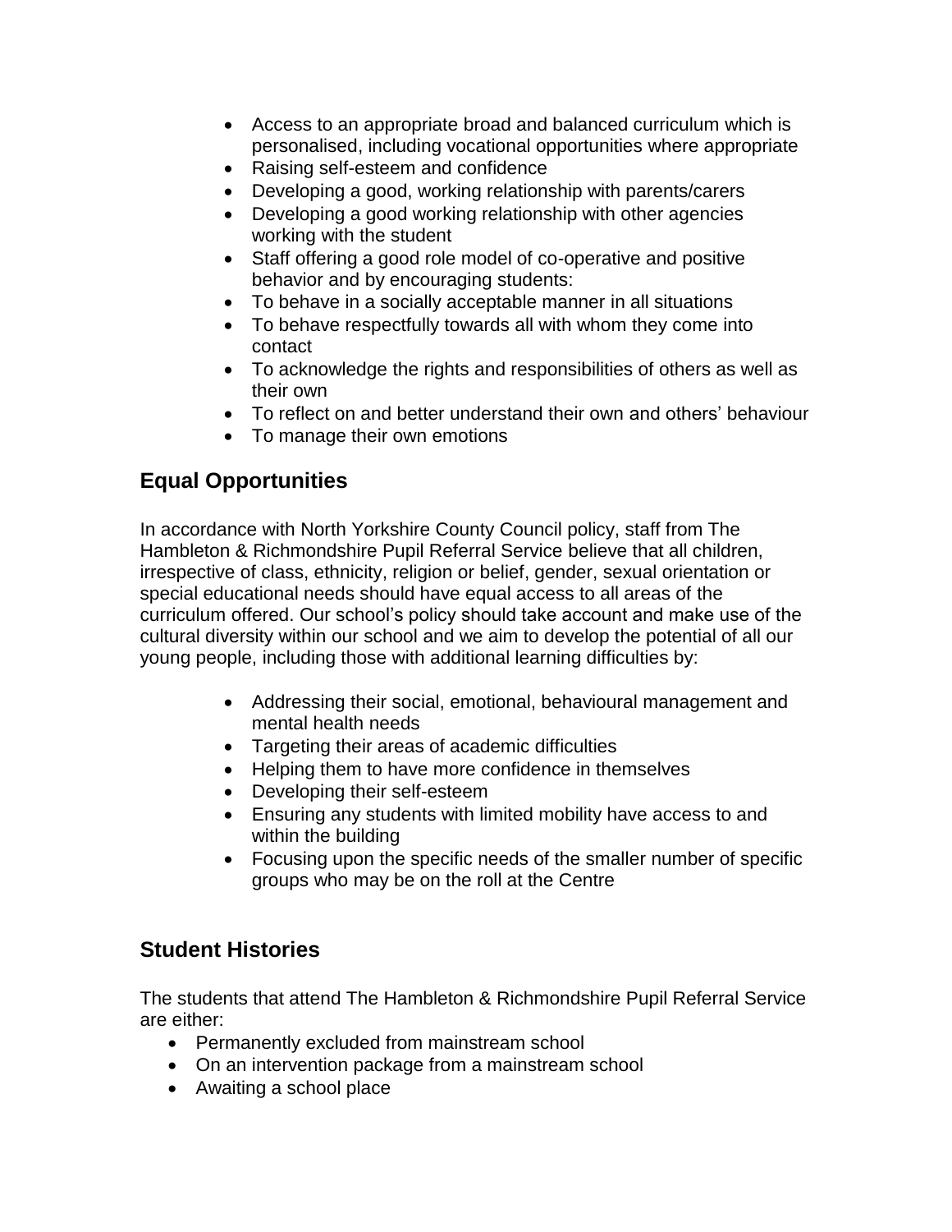- Access to an appropriate broad and balanced curriculum which is personalised, including vocational opportunities where appropriate
- Raising self-esteem and confidence
- Developing a good, working relationship with parents/carers
- Developing a good working relationship with other agencies working with the student
- Staff offering a good role model of co-operative and positive behavior and by encouraging students:
- To behave in a socially acceptable manner in all situations
- To behave respectfully towards all with whom they come into contact
- To acknowledge the rights and responsibilities of others as well as their own
- To reflect on and better understand their own and others' behaviour
- To manage their own emotions

## Equal Opportunities

In accordance with North Yorkshire County Council policy, staff from The Hambleton & Richmondshire Pupil Referral Service believe that all children, irrespective of class, ethnicity, religion or belief, gender, sexual orientation or special educational needs should have equal access to all areas of the curriculum offered. Our school's policy should take account and make use of the cultural diversity within our school and we aim to develop the potential of all our young people, including those with additional learning difficulties by:

- Addressing their social, emotional, behavioural management and mental health needs
- Targeting their areas of academic difficulties
- Helping them to have more confidence in themselves
- Developing their self-esteem
- Ensuring any students with limited mobility have access to and within the building
- Focusing upon the specific needs of the smaller number of specific groups who may be on the roll at the Centre

## Student Histories

The students that attend The Hambleton & Richmondshire Pupil Referral Service are either:

- Permanently excluded from mainstream school
- On an intervention package from a mainstream school
- Awaiting a school place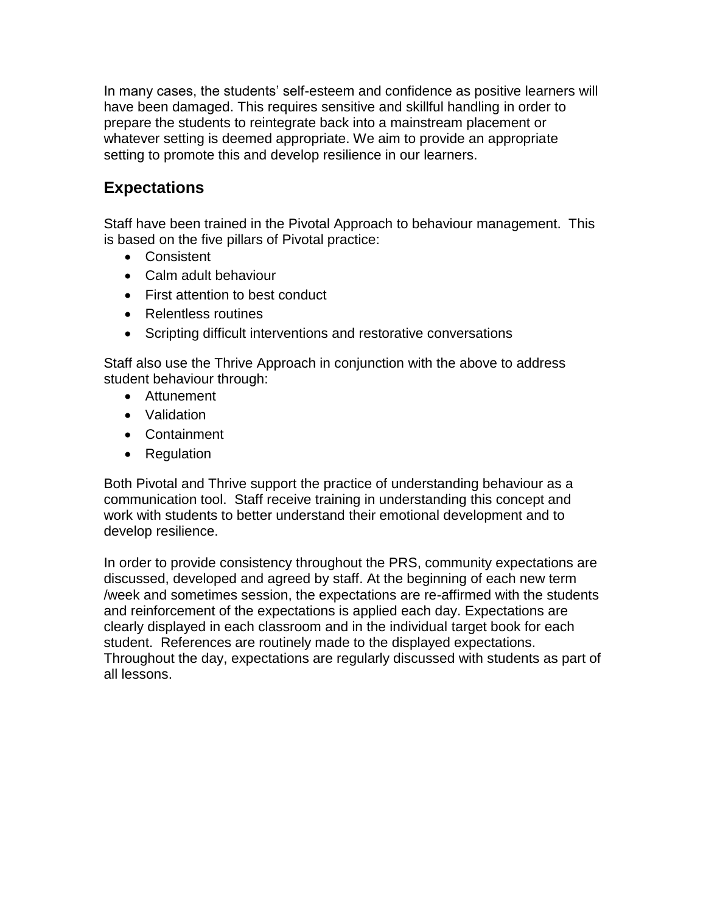In many cases, the students' self-esteem and confidence as positive learners will have been damaged. This requires sensitive and skillful handling in order to prepare the students to reintegrate back into a mainstream placement or whatever setting is deemed appropriate. We aim to provide an appropriate setting to promote this and develop resilience in our learners.

## Expectations

Staff have been trained in the Pivotal Approach to behaviour management. This is based on the five pillars of Pivotal practice:

- Consistent
- Calm adult behaviour
- First attention to best conduct
- Relentless routines
- Scripting difficult interventions and restorative conversations

Staff also use the Thrive Approach in conjunction with the above to address student behaviour through:

- Attunement
- Validation
- Containment
- Regulation

Both Pivotal and Thrive support the practice of understanding behaviour as a communication tool. Staff receive training in understanding this concept and work with students to better understand their emotional development and to develop resilience.

In order to provide consistency throughout the PRS, community expectations are discussed, developed and agreed by staff. At the beginning of each new term /week and sometimes session, the expectations are re-affirmed with the students and reinforcement of the expectations is applied each day. Expectations are clearly displayed in each classroom and in the individual target book for each student. References are routinely made to the displayed expectations. Throughout the day, expectations are regularly discussed with students as part of all lessons.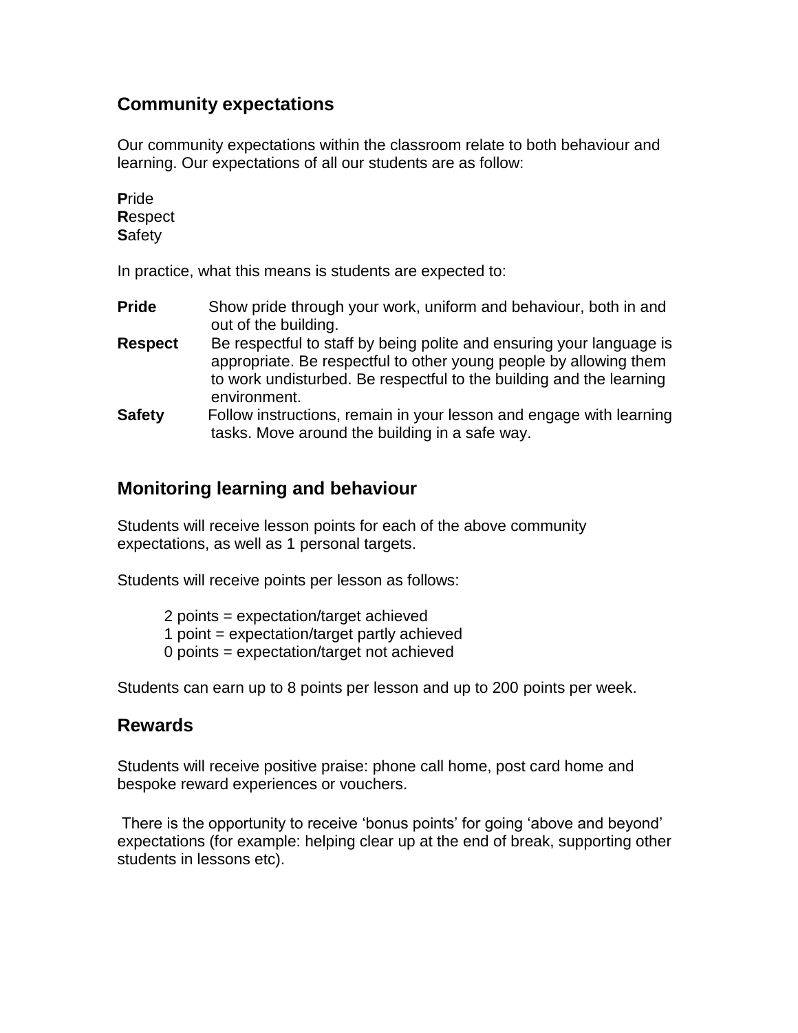## Community expectations

Our community expectations within the classroom relate to both behaviour and learning. Our expectations of all our students are as follow:

**P**ride  
**R**espect  
**S**afety

In practice, what this means is students are expected to:

**Pride** Show pride through your work, uniform and behaviour, both in and out of the building.

**Respect** Be respectful to staff by being polite and ensuring your language is appropriate. Be respectful to other young people by allowing them to work undisturbed. Be respectful to the building and the learning environment.

**Safety** Follow instructions, remain in your lesson and engage with learning tasks. Move around the building in a safe way.

## Monitoring learning and behaviour

Students will receive lesson points for each of the above community expectations, as well as 1 personal targets.

Students will receive points per lesson as follows:

2 points = expectation/target achieved  
1 point = expectation/target partly achieved  
0 points = expectation/target not achieved

Students can earn up to 8 points per lesson and up to 200 points per week.

## Rewards

Students will receive positive praise: phone call home, post card home and bespoke reward experiences or vouchers.

There is the opportunity to receive 'bonus points' for going 'above and beyond' expectations (for example: helping clear up at the end of break, supporting other students in lessons etc).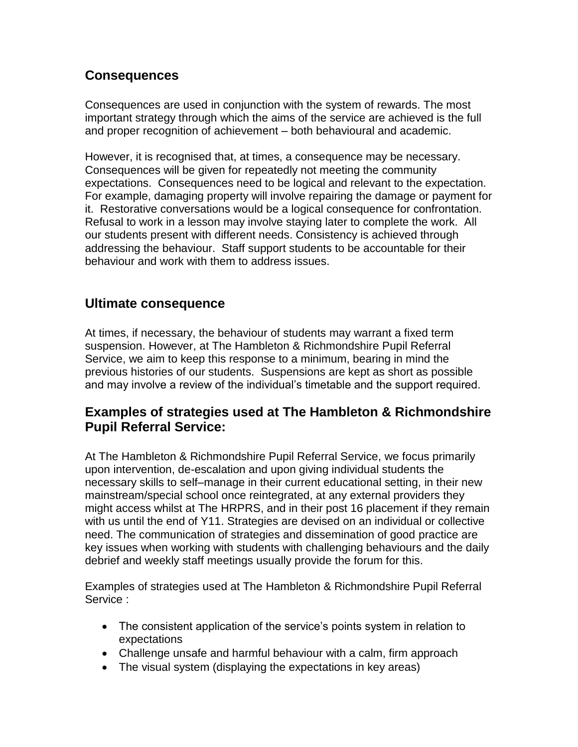## Consequences

Consequences are used in conjunction with the system of rewards. The most important strategy through which the aims of the service are achieved is the full and proper recognition of achievement – both behavioural and academic.

However, it is recognised that, at times, a consequence may be necessary. Consequences will be given for repeatedly not meeting the community expectations. Consequences need to be logical and relevant to the expectation. For example, damaging property will involve repairing the damage or payment for it. Restorative conversations would be a logical consequence for confrontation. Refusal to work in a lesson may involve staying later to complete the work. All our students present with different needs. Consistency is achieved through addressing the behaviour. Staff support students to be accountable for their behaviour and work with them to address issues.

## Ultimate consequence

At times, if necessary, the behaviour of students may warrant a fixed term suspension. However, at The Hambleton & Richmondshire Pupil Referral Service, we aim to keep this response to a minimum, bearing in mind the previous histories of our students. Suspensions are kept as short as possible and may involve a review of the individual's timetable and the support required.

## Examples of strategies used at The Hambleton & Richmondshire Pupil Referral Service:

At The Hambleton & Richmondshire Pupil Referral Service, we focus primarily upon intervention, de-escalation and upon giving individual students the necessary skills to self–manage in their current educational setting, in their new mainstream/special school once reintegrated, at any external providers they might access whilst at The HRPRS, and in their post 16 placement if they remain with us until the end of Y11. Strategies are devised on an individual or collective need. The communication of strategies and dissemination of good practice are key issues when working with students with challenging behaviours and the daily debrief and weekly staff meetings usually provide the forum for this.

Examples of strategies used at The Hambleton & Richmondshire Pupil Referral Service :

- The consistent application of the service's points system in relation to expectations
- Challenge unsafe and harmful behaviour with a calm, firm approach
- The visual system (displaying the expectations in key areas)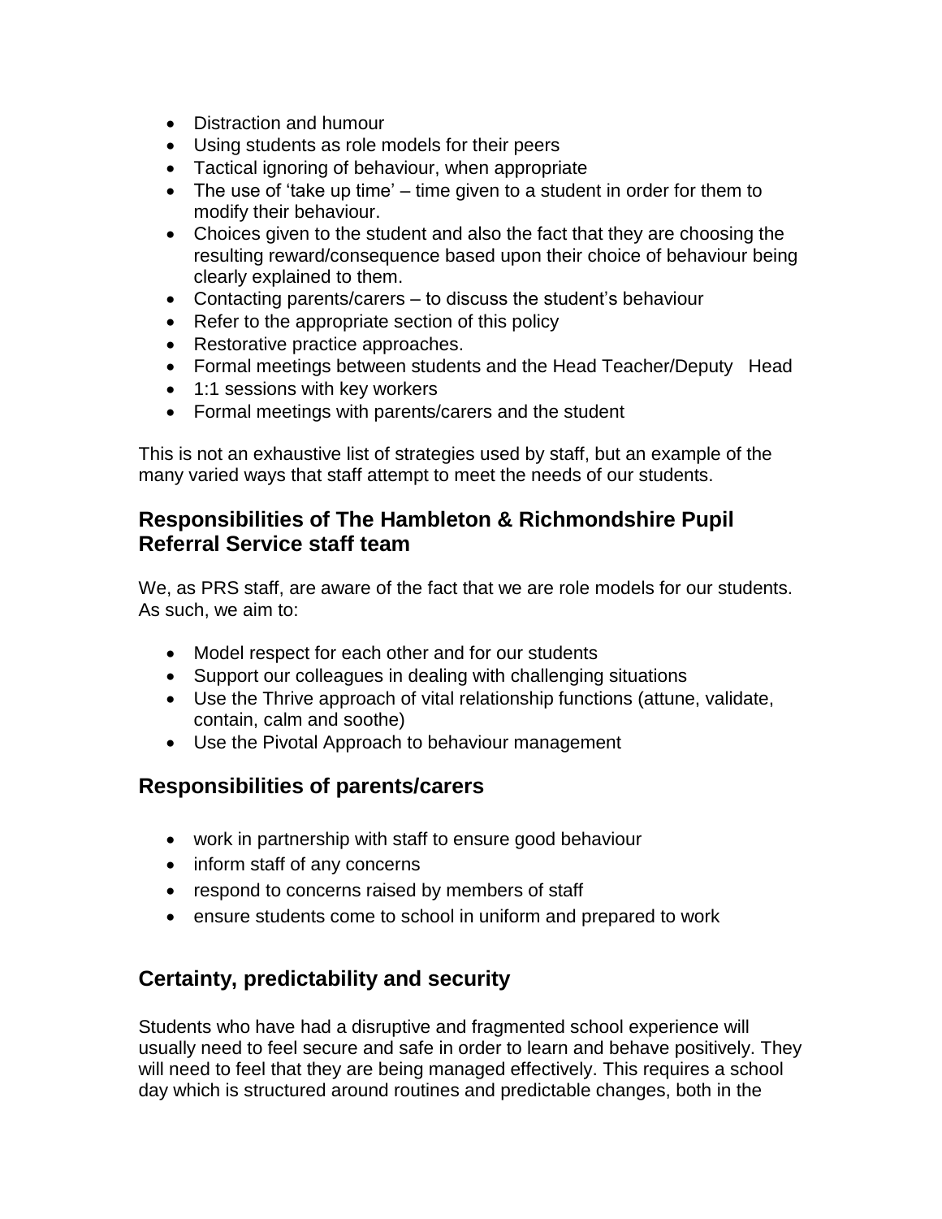- Distraction and humour
- Using students as role models for their peers
- Tactical ignoring of behaviour, when appropriate
- The use of 'take up time' – time given to a student in order for them to modify their behaviour.
- Choices given to the student and also the fact that they are choosing the resulting reward/consequence based upon their choice of behaviour being clearly explained to them.
- Contacting parents/carers – to discuss the student's behaviour
- Refer to the appropriate section of this policy
- Restorative practice approaches.
- Formal meetings between students and the Head Teacher/Deputy Head
- 1:1 sessions with key workers
- Formal meetings with parents/carers and the student

This is not an exhaustive list of strategies used by staff, but an example of the many varied ways that staff attempt to meet the needs of our students.

## Responsibilities of The Hambleton & Richmondshire Pupil Referral Service staff team

We, as PRS staff, are aware of the fact that we are role models for our students. As such, we aim to:

- Model respect for each other and for our students
- Support our colleagues in dealing with challenging situations
- Use the Thrive approach of vital relationship functions (attune, validate, contain, calm and soothe)
- Use the Pivotal Approach to behaviour management

## Responsibilities of parents/carers

- work in partnership with staff to ensure good behaviour
- inform staff of any concerns
- respond to concerns raised by members of staff
- ensure students come to school in uniform and prepared to work

## Certainty, predictability and security

Students who have had a disruptive and fragmented school experience will usually need to feel secure and safe in order to learn and behave positively. They will need to feel that they are being managed effectively. This requires a school day which is structured around routines and predictable changes, both in the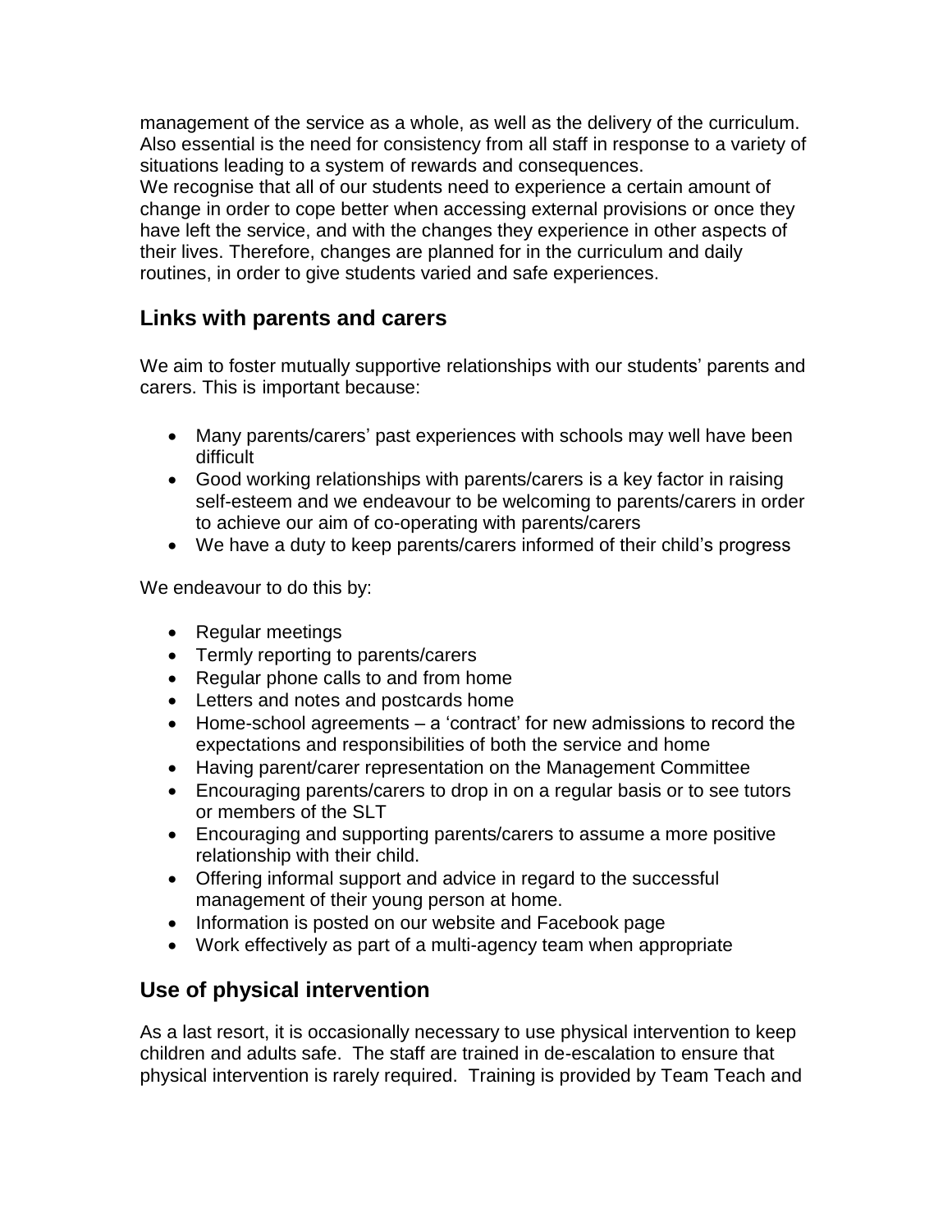management of the service as a whole, as well as the delivery of the curriculum. Also essential is the need for consistency from all staff in response to a variety of situations leading to a system of rewards and consequences.
We recognise that all of our students need to experience a certain amount of change in order to cope better when accessing external provisions or once they have left the service, and with the changes they experience in other aspects of their lives. Therefore, changes are planned for in the curriculum and daily routines, in order to give students varied and safe experiences.

## Links with parents and carers

We aim to foster mutually supportive relationships with our students' parents and carers. This is important because:

- Many parents/carers' past experiences with schools may well have been difficult
- Good working relationships with parents/carers is a key factor in raising self-esteem and we endeavour to be welcoming to parents/carers in order to achieve our aim of co-operating with parents/carers
- We have a duty to keep parents/carers informed of their child's progress

We endeavour to do this by:

- Regular meetings
- Termly reporting to parents/carers
- Regular phone calls to and from home
- Letters and notes and postcards home
- Home-school agreements – a 'contract' for new admissions to record the expectations and responsibilities of both the service and home
- Having parent/carer representation on the Management Committee
- Encouraging parents/carers to drop in on a regular basis or to see tutors or members of the SLT
- Encouraging and supporting parents/carers to assume a more positive relationship with their child.
- Offering informal support and advice in regard to the successful management of their young person at home.
- Information is posted on our website and Facebook page
- Work effectively as part of a multi-agency team when appropriate

## Use of physical intervention

As a last resort, it is occasionally necessary to use physical intervention to keep children and adults safe. The staff are trained in de-escalation to ensure that physical intervention is rarely required. Training is provided by Team Teach and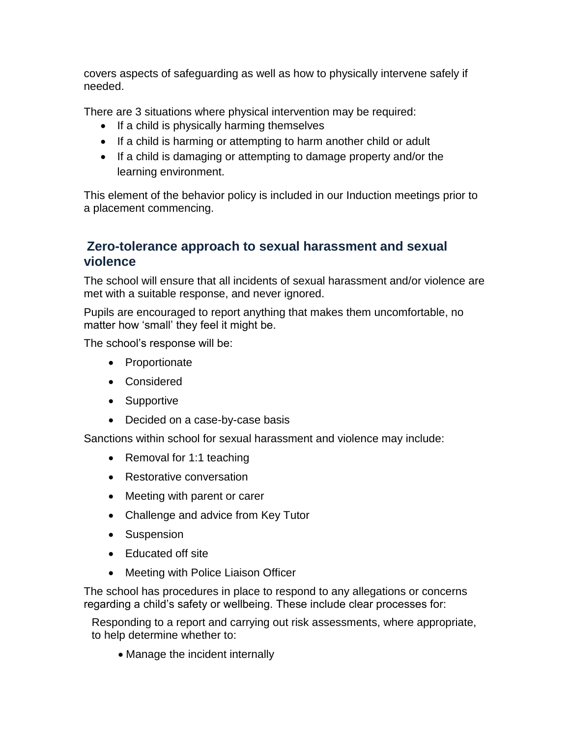covers aspects of safeguarding as well as how to physically intervene safely if needed.

There are 3 situations where physical intervention may be required:

- If a child is physically harming themselves
- If a child is harming or attempting to harm another child or adult
- If a child is damaging or attempting to damage property and/or the learning environment.

This element of the behavior policy is included in our Induction meetings prior to a placement commencing.

## Zero-tolerance approach to sexual harassment and sexual violence

The school will ensure that all incidents of sexual harassment and/or violence are met with a suitable response, and never ignored.

Pupils are encouraged to report anything that makes them uncomfortable, no matter how 'small' they feel it might be.

The school's response will be:

- Proportionate
- Considered
- Supportive
- Decided on a case-by-case basis

Sanctions within school for sexual harassment and violence may include:

- Removal for 1:1 teaching
- Restorative conversation
- Meeting with parent or carer
- Challenge and advice from Key Tutor
- Suspension
- Educated off site
- Meeting with Police Liaison Officer

The school has procedures in place to respond to any allegations or concerns regarding a child's safety or wellbeing. These include clear processes for:

Responding to a report and carrying out risk assessments, where appropriate, to help determine whether to:

- Manage the incident internally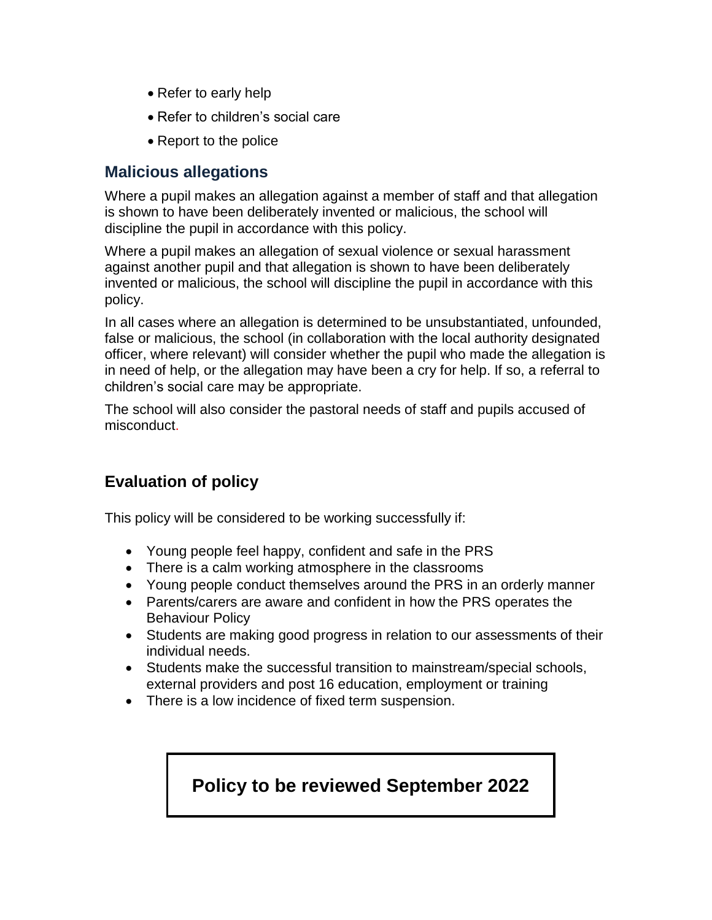- Refer to early help
- Refer to children's social care
- Report to the police

## Malicious allegations

Where a pupil makes an allegation against a member of staff and that allegation is shown to have been deliberately invented or malicious, the school will discipline the pupil in accordance with this policy.

Where a pupil makes an allegation of sexual violence or sexual harassment against another pupil and that allegation is shown to have been deliberately invented or malicious, the school will discipline the pupil in accordance with this policy.

In all cases where an allegation is determined to be unsubstantiated, unfounded, false or malicious, the school (in collaboration with the local authority designated officer, where relevant) will consider whether the pupil who made the allegation is in need of help, or the allegation may have been a cry for help. If so, a referral to children's social care may be appropriate.

The school will also consider the pastoral needs of staff and pupils accused of misconduct.

## Evaluation of policy

This policy will be considered to be working successfully if:

- Young people feel happy, confident and safe in the PRS
- There is a calm working atmosphere in the classrooms
- Young people conduct themselves around the PRS in an orderly manner
- Parents/carers are aware and confident in how the PRS operates the Behaviour Policy
- Students are making good progress in relation to our assessments of their individual needs.
- Students make the successful transition to mainstream/special schools, external providers and post 16 education, employment or training
- There is a low incidence of fixed term suspension.

**Policy to be reviewed September 2022**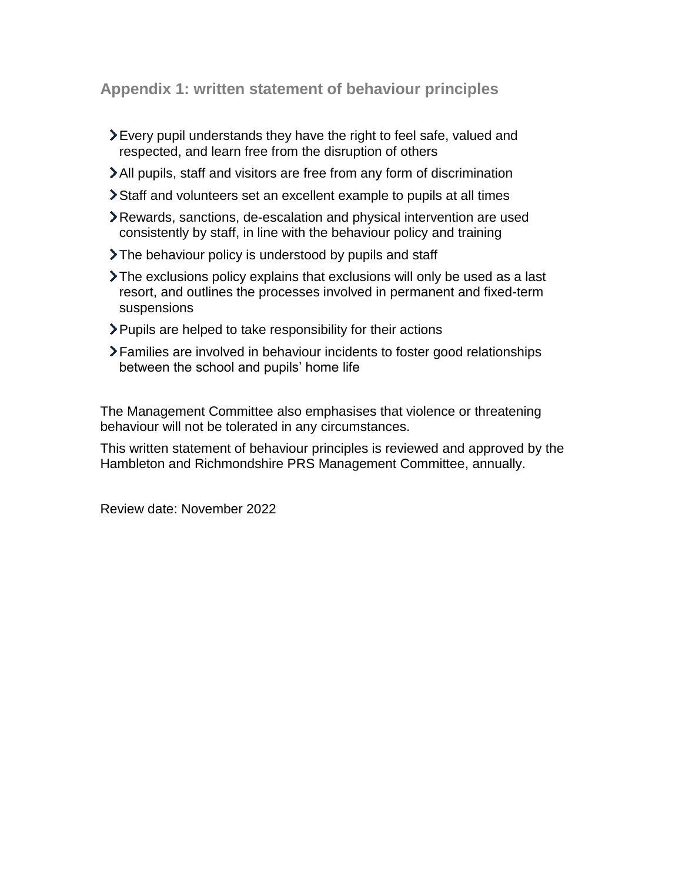## Appendix 1: written statement of behaviour principles

- Every pupil understands they have the right to feel safe, valued and respected, and learn free from the disruption of others
- All pupils, staff and visitors are free from any form of discrimination
- Staff and volunteers set an excellent example to pupils at all times
- Rewards, sanctions, de-escalation and physical intervention are used consistently by staff, in line with the behaviour policy and training
- The behaviour policy is understood by pupils and staff
- The exclusions policy explains that exclusions will only be used as a last resort, and outlines the processes involved in permanent and fixed-term suspensions
- Pupils are helped to take responsibility for their actions
- Families are involved in behaviour incidents to foster good relationships between the school and pupils' home life

The Management Committee also emphasises that violence or threatening behaviour will not be tolerated in any circumstances.

This written statement of behaviour principles is reviewed and approved by the Hambleton and Richmondshire PRS Management Committee, annually.

Review date: November 2022